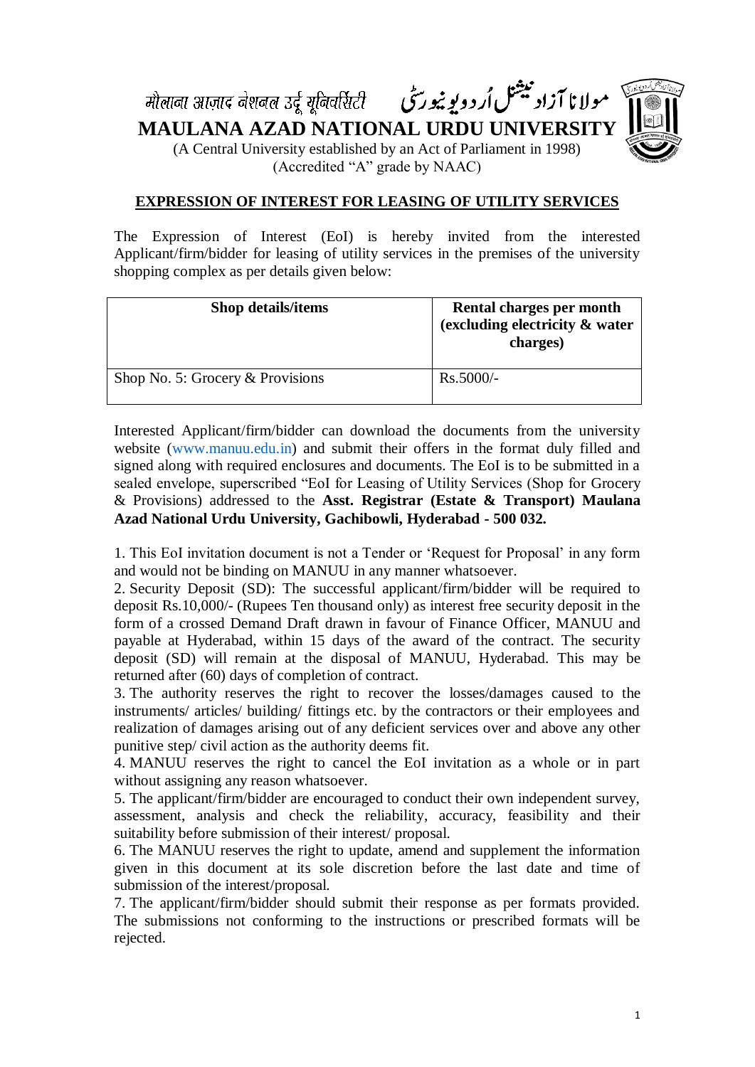मौलाना आज़ाद नेशनल उर्दू यूनिवर्सिटी مولانا آزاد نیشنل اُردو یونیورسٹی

# MAULANA AZAD NATIONAL URDU UNIVERSITY

(A Central University established by an Act of Parliament in 1998)
(Accredited "A" grade by NAAC)

## EXPRESSION OF INTEREST FOR LEASING OF UTILITY SERVICES

The Expression of Interest (EoI) is hereby invited from the interested Applicant/firm/bidder for leasing of utility services in the premises of the university shopping complex as per details given below:

| Shop details/items | Rental charges per month (excluding electricity & water charges) |
|---|---|
| Shop No. 5: Grocery & Provisions | Rs.5000/- |

Interested Applicant/firm/bidder can download the documents from the university website (www.manuu.edu.in) and submit their offers in the format duly filled and signed along with required enclosures and documents. The EoI is to be submitted in a sealed envelope, superscribed "EoI for Leasing of Utility Services (Shop for Grocery & Provisions) addressed to the **Asst. Registrar (Estate & Transport) Maulana Azad National Urdu University, Gachibowli, Hyderabad - 500 032.**

1. This EoI invitation document is not a Tender or 'Request for Proposal' in any form and would not be binding on MANUU in any manner whatsoever.
2. Security Deposit (SD): The successful applicant/firm/bidder will be required to deposit Rs.10,000/- (Rupees Ten thousand only) as interest free security deposit in the form of a crossed Demand Draft drawn in favour of Finance Officer, MANUU and payable at Hyderabad, within 15 days of the award of the contract. The security deposit (SD) will remain at the disposal of MANUU, Hyderabad. This may be returned after (60) days of completion of contract.
3. The authority reserves the right to recover the losses/damages caused to the instruments/ articles/ building/ fittings etc. by the contractors or their employees and realization of damages arising out of any deficient services over and above any other punitive step/ civil action as the authority deems fit.
4. MANUU reserves the right to cancel the EoI invitation as a whole or in part without assigning any reason whatsoever.
5. The applicant/firm/bidder are encouraged to conduct their own independent survey, assessment, analysis and check the reliability, accuracy, feasibility and their suitability before submission of their interest/ proposal.
6. The MANUU reserves the right to update, amend and supplement the information given in this document at its sole discretion before the last date and time of submission of the interest/proposal.
7. The applicant/firm/bidder should submit their response as per formats provided. The submissions not conforming to the instructions or prescribed formats will be rejected.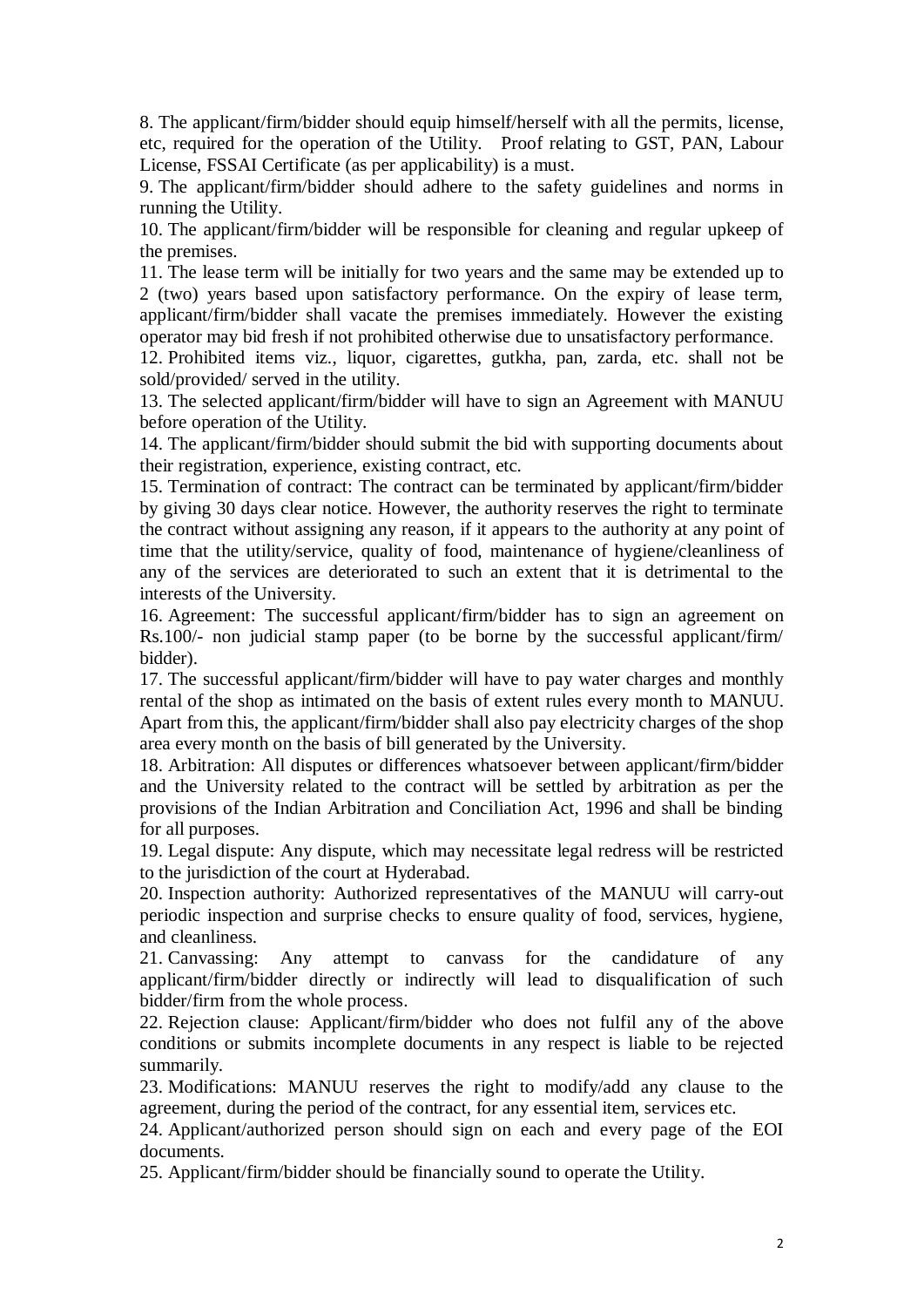8. The applicant/firm/bidder should equip himself/herself with all the permits, license, etc, required for the operation of the Utility. Proof relating to GST, PAN, Labour License, FSSAI Certificate (as per applicability) is a must.

9. The applicant/firm/bidder should adhere to the safety guidelines and norms in running the Utility.

10. The applicant/firm/bidder will be responsible for cleaning and regular upkeep of the premises.

11. The lease term will be initially for two years and the same may be extended up to 2 (two) years based upon satisfactory performance. On the expiry of lease term, applicant/firm/bidder shall vacate the premises immediately. However the existing operator may bid fresh if not prohibited otherwise due to unsatisfactory performance.

12. Prohibited items viz., liquor, cigarettes, gutkha, pan, zarda, etc. shall not be sold/provided/ served in the utility.

13. The selected applicant/firm/bidder will have to sign an Agreement with MANUU before operation of the Utility.

14. The applicant/firm/bidder should submit the bid with supporting documents about their registration, experience, existing contract, etc.

15. Termination of contract: The contract can be terminated by applicant/firm/bidder by giving 30 days clear notice. However, the authority reserves the right to terminate the contract without assigning any reason, if it appears to the authority at any point of time that the utility/service, quality of food, maintenance of hygiene/cleanliness of any of the services are deteriorated to such an extent that it is detrimental to the interests of the University.

16. Agreement: The successful applicant/firm/bidder has to sign an agreement on Rs.100/- non judicial stamp paper (to be borne by the successful applicant/firm/ bidder).

17. The successful applicant/firm/bidder will have to pay water charges and monthly rental of the shop as intimated on the basis of extent rules every month to MANUU. Apart from this, the applicant/firm/bidder shall also pay electricity charges of the shop area every month on the basis of bill generated by the University.

18. Arbitration: All disputes or differences whatsoever between applicant/firm/bidder and the University related to the contract will be settled by arbitration as per the provisions of the Indian Arbitration and Conciliation Act, 1996 and shall be binding for all purposes.

19. Legal dispute: Any dispute, which may necessitate legal redress will be restricted to the jurisdiction of the court at Hyderabad.

20. Inspection authority: Authorized representatives of the MANUU will carry-out periodic inspection and surprise checks to ensure quality of food, services, hygiene, and cleanliness.

21. Canvassing: Any attempt to canvass for the candidature of any applicant/firm/bidder directly or indirectly will lead to disqualification of such bidder/firm from the whole process.

22. Rejection clause: Applicant/firm/bidder who does not fulfil any of the above conditions or submits incomplete documents in any respect is liable to be rejected summarily.

23. Modifications: MANUU reserves the right to modify/add any clause to the agreement, during the period of the contract, for any essential item, services etc.

24. Applicant/authorized person should sign on each and every page of the EOI documents.

25. Applicant/firm/bidder should be financially sound to operate the Utility.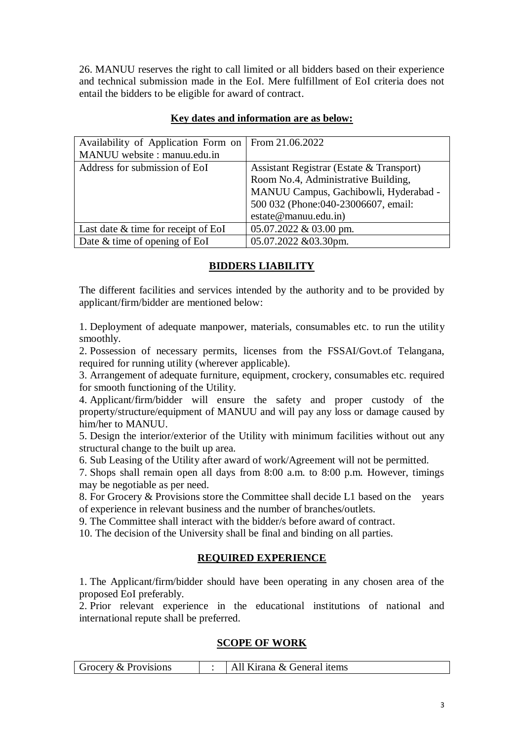26. MANUU reserves the right to call limited or all bidders based on their experience and technical submission made in the EoI. Mere fulfillment of EoI criteria does not entail the bidders to be eligible for award of contract.

## Key dates and information are as below:

| | |
|---|---|
| Availability of Application Form on MANUU website : manuu.edu.in | From 21.06.2022 |
| Address for submission of EoI | Assistant Registrar (Estate & Transport) Room No.4, Administrative Building, MANUU Campus, Gachibowli, Hyderabad - 500 032 (Phone:040-23006607, email: estate@manuu.edu.in) |
| Last date & time for receipt of EoI | 05.07.2022 & 03.00 pm. |
| Date & time of opening of EoI | 05.07.2022 &03.30pm. |

## BIDDERS LIABILITY

The different facilities and services intended by the authority and to be provided by applicant/firm/bidder are mentioned below:

1. Deployment of adequate manpower, materials, consumables etc. to run the utility smoothly.
2. Possession of necessary permits, licenses from the FSSAI/Govt.of Telangana, required for running utility (wherever applicable).
3. Arrangement of adequate furniture, equipment, crockery, consumables etc. required for smooth functioning of the Utility.
4. Applicant/firm/bidder will ensure the safety and proper custody of the property/structure/equipment of MANUU and will pay any loss or damage caused by him/her to MANUU.
5. Design the interior/exterior of the Utility with minimum facilities without out any structural change to the built up area.
6. Sub Leasing of the Utility after award of work/Agreement will not be permitted.
7. Shops shall remain open all days from 8:00 a.m. to 8:00 p.m. However, timings may be negotiable as per need.
8. For Grocery & Provisions store the Committee shall decide L1 based on the years of experience in relevant business and the number of branches/outlets.
9. The Committee shall interact with the bidder/s before award of contract.
10. The decision of the University shall be final and binding on all parties.

## REQUIRED EXPERIENCE

1. The Applicant/firm/bidder should have been operating in any chosen area of the proposed EoI preferably.
2. Prior relevant experience in the educational institutions of national and international repute shall be preferred.

## SCOPE OF WORK

| | | |
|---|---|---|
| Grocery & Provisions | : | All Kirana & General items |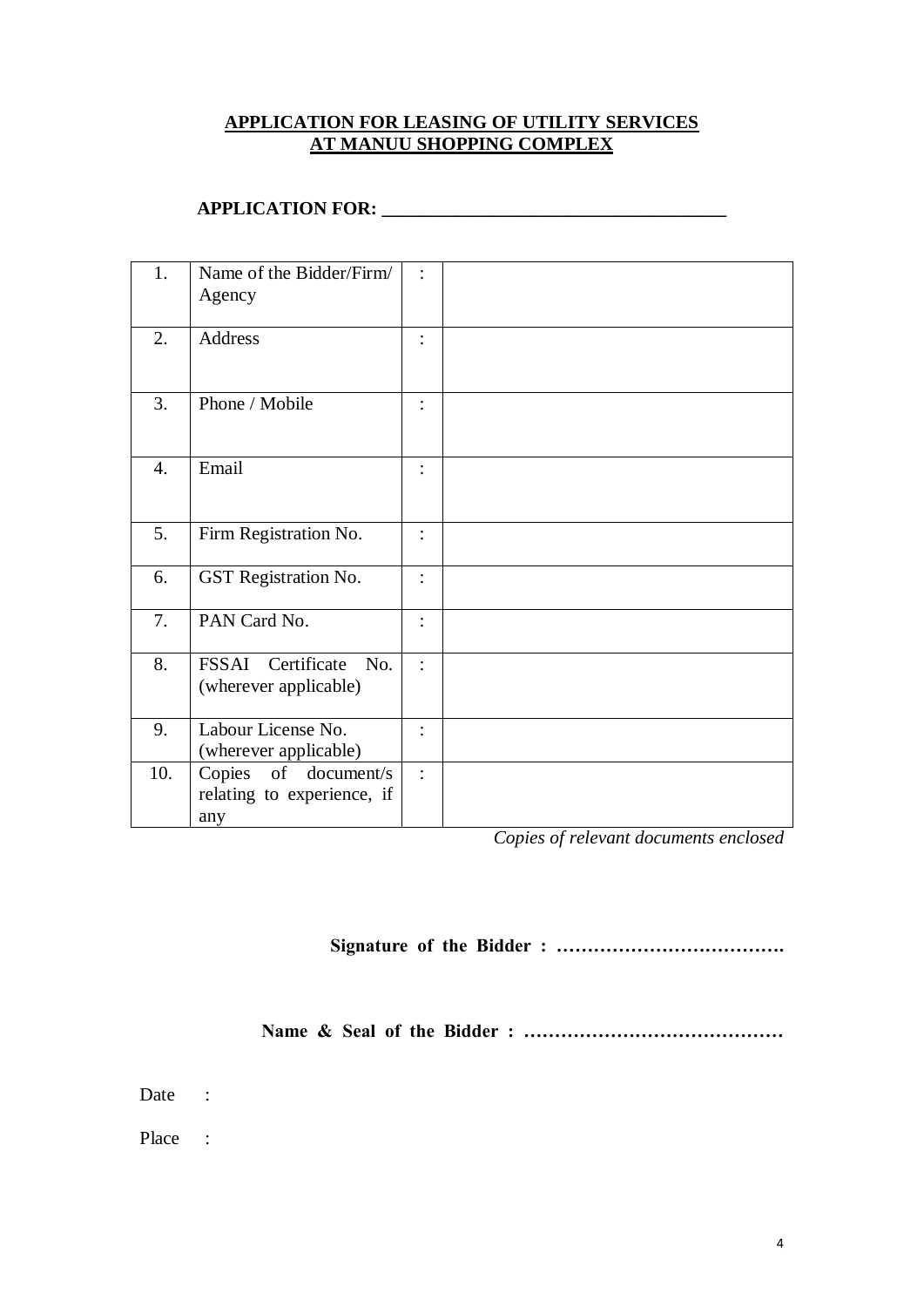**APPLICATION FOR LEASING OF UTILITY SERVICES**
**AT MANUU SHOPPING COMPLEX**

**APPLICATION FOR: ______________________________________**

| | | | |
|---|---|---|---|
| 1. | Name of the Bidder/Firm/ Agency | : | |
| 2. | Address | : | |
| 3. | Phone / Mobile | : | |
| 4. | Email | : | |
| 5. | Firm Registration No. | : | |
| 6. | GST Registration No. | : | |
| 7. | PAN Card No. | : | |
| 8. | FSSAI Certificate No. (wherever applicable) | : | |
| 9. | Labour License No. (wherever applicable) | : | |
| 10. | Copies of document/s relating to experience, if any | : | |

*Copies of relevant documents enclosed*

**Signature of the Bidder : ……………………………….**

**Name & Seal of the Bidder : ……………………………………**

Date :

Place :